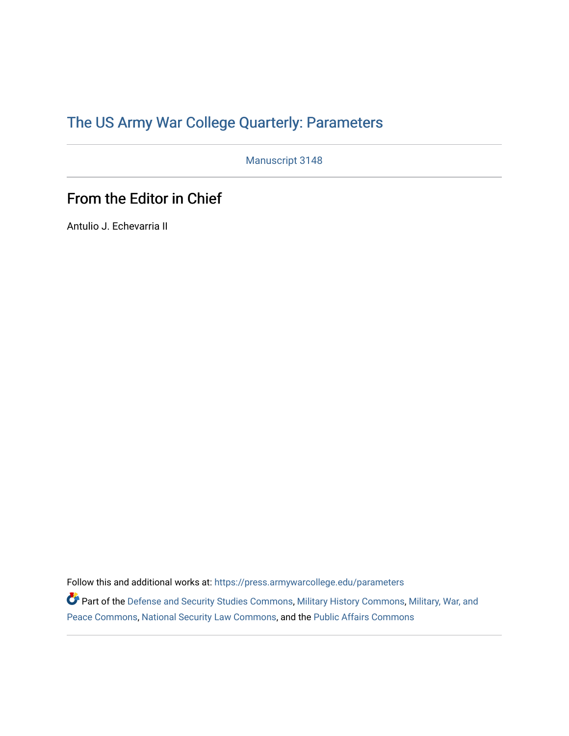# The US Army War College Quarterly: Parameters

Manuscript 3148

## From the Editor in Chief

Antulio J. Echevarria II

Follow this and additional works at: https://press.armywarcollege.edu/parameters

Part of the Defense and Security Studies Commons, Military History Commons, Military, War, and Peace Commons, National Security Law Commons, and the Public Affairs Commons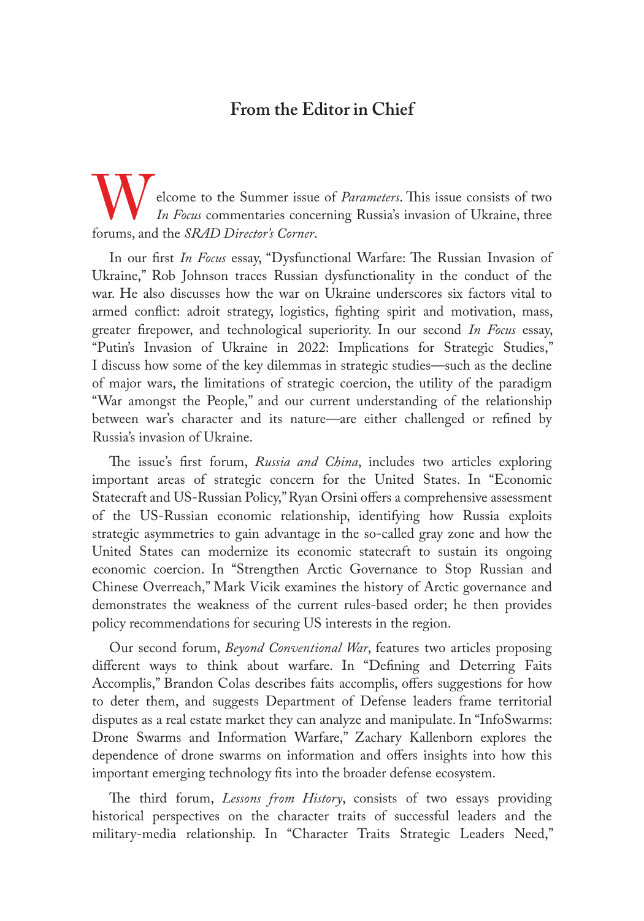## From the Editor in Chief

Welcome to the Summer issue of *Parameters*. This issue consists of two *In Focus* commentaries concerning Russia's invasion of Ukraine, three forums, and the *SRAD Director's Corner*.

In our first *In Focus* essay, "Dysfunctional Warfare: The Russian Invasion of Ukraine," Rob Johnson traces Russian dysfunctionality in the conduct of the war. He also discusses how the war on Ukraine underscores six factors vital to armed conflict: adroit strategy, logistics, fighting spirit and motivation, mass, greater firepower, and technological superiority. In our second *In Focus* essay, "Putin's Invasion of Ukraine in 2022: Implications for Strategic Studies," I discuss how some of the key dilemmas in strategic studies—such as the decline of major wars, the limitations of strategic coercion, the utility of the paradigm "War amongst the People," and our current understanding of the relationship between war's character and its nature—are either challenged or refined by Russia's invasion of Ukraine.

The issue's first forum, *Russia and China*, includes two articles exploring important areas of strategic concern for the United States. In "Economic Statecraft and US-Russian Policy," Ryan Orsini offers a comprehensive assessment of the US-Russian economic relationship, identifying how Russia exploits strategic asymmetries to gain advantage in the so-called gray zone and how the United States can modernize its economic statecraft to sustain its ongoing economic coercion. In "Strengthen Arctic Governance to Stop Russian and Chinese Overreach," Mark Vicik examines the history of Arctic governance and demonstrates the weakness of the current rules-based order; he then provides policy recommendations for securing US interests in the region.

Our second forum, *Beyond Conventional War*, features two articles proposing different ways to think about warfare. In "Defining and Deterring Faits Accomplis," Brandon Colas describes faits accomplis, offers suggestions for how to deter them, and suggests Department of Defense leaders frame territorial disputes as a real estate market they can analyze and manipulate. In "InfoSwarms: Drone Swarms and Information Warfare," Zachary Kallenborn explores the dependence of drone swarms on information and offers insights into how this important emerging technology fits into the broader defense ecosystem.

The third forum, *Lessons from History*, consists of two essays providing historical perspectives on the character traits of successful leaders and the military-media relationship. In "Character Traits Strategic Leaders Need,"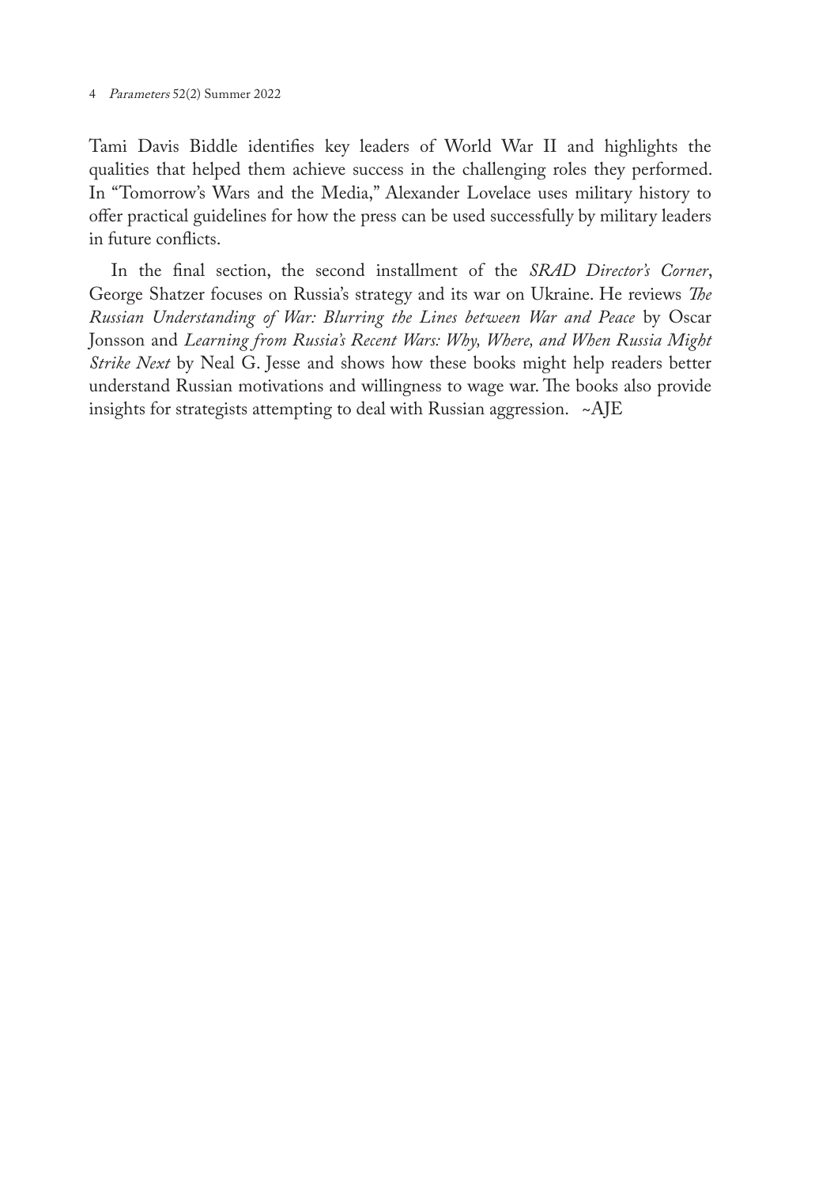Tami Davis Biddle identifies key leaders of World War II and highlights the qualities that helped them achieve success in the challenging roles they performed. In "Tomorrow's Wars and the Media," Alexander Lovelace uses military history to offer practical guidelines for how the press can be used successfully by military leaders in future conflicts.

In the final section, the second installment of the *SRAD Director's Corner*, George Shatzer focuses on Russia's strategy and its war on Ukraine. He reviews *The Russian Understanding of War: Blurring the Lines between War and Peace* by Oscar Jonsson and *Learning from Russia's Recent Wars: Why, Where, and When Russia Might Strike Next* by Neal G. Jesse and shows how these books might help readers better understand Russian motivations and willingness to wage war. The books also provide insights for strategists attempting to deal with Russian aggression. ~AJE